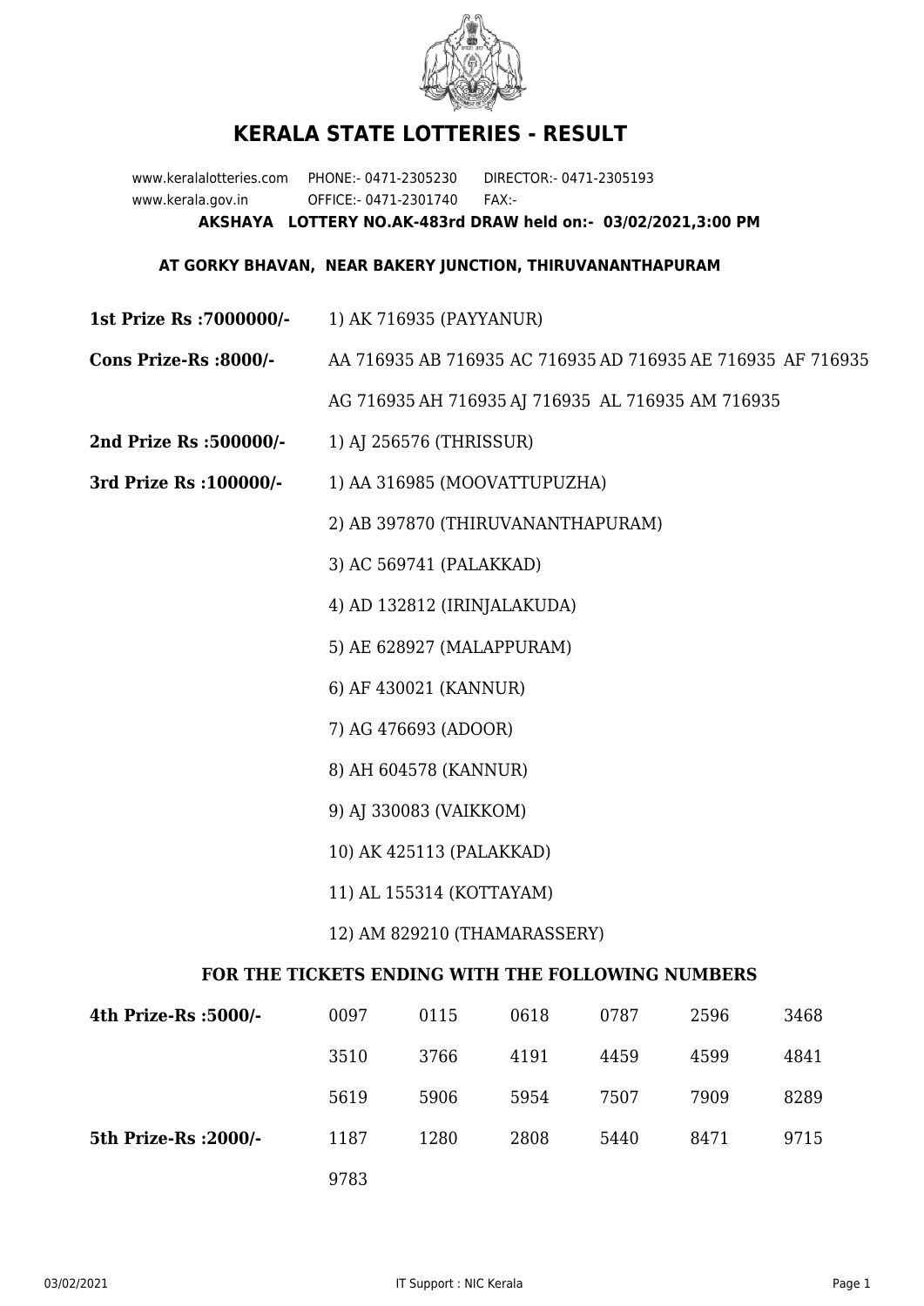# KERALA STATE LOTTERIES - RESULT

www.keralalotteries.com PHONE:- 0471-2305230 DIRECTOR:- 0471-2305193
www.kerala.gov.in OFFICE:- 0471-2301740 FAX:-

**AKSHAYA LOTTERY NO.AK-483rd DRAW held on:- 03/02/2021,3:00 PM**

**AT GORKY BHAVAN, NEAR BAKERY JUNCTION, THIRUVANANTHAPURAM**

**1st Prize Rs :7000000/-** 1) AK 716935 (PAYYANUR)

**Cons Prize-Rs :8000/-** AA 716935 AB 716935 AC 716935 AD 716935 AE 716935 AF 716935 AG 716935 AH 716935 AJ 716935 AL 716935 AM 716935

**2nd Prize Rs :500000/-** 1) AJ 256576 (THRISSUR)

**3rd Prize Rs :100000/-**
1) AA 316985 (MOOVATTUPUZHA)
2) AB 397870 (THIRUVANANTHAPURAM)
3) AC 569741 (PALAKKAD)
4) AD 132812 (IRINJALAKUDA)
5) AE 628927 (MALAPPURAM)
6) AF 430021 (KANNUR)
7) AG 476693 (ADOOR)
8) AH 604578 (KANNUR)
9) AJ 330083 (VAIKKOM)
10) AK 425113 (PALAKKAD)
11) AL 155314 (KOTTAYAM)
12) AM 829210 (THAMARASSERY)

**FOR THE TICKETS ENDING WITH THE FOLLOWING NUMBERS**

| | | | | | | |
|---|---|---|---|---|---|---|
| **4th Prize-Rs :5000/-** | 0097 | 0115 | 0618 | 0787 | 2596 | 3468 |
| | 3510 | 3766 | 4191 | 4459 | 4599 | 4841 |
| | 5619 | 5906 | 5954 | 7507 | 7909 | 8289 |
| **5th Prize-Rs :2000/-** | 1187 | 1280 | 2808 | 5440 | 8471 | 9715 |
| | 9783 | | | | | |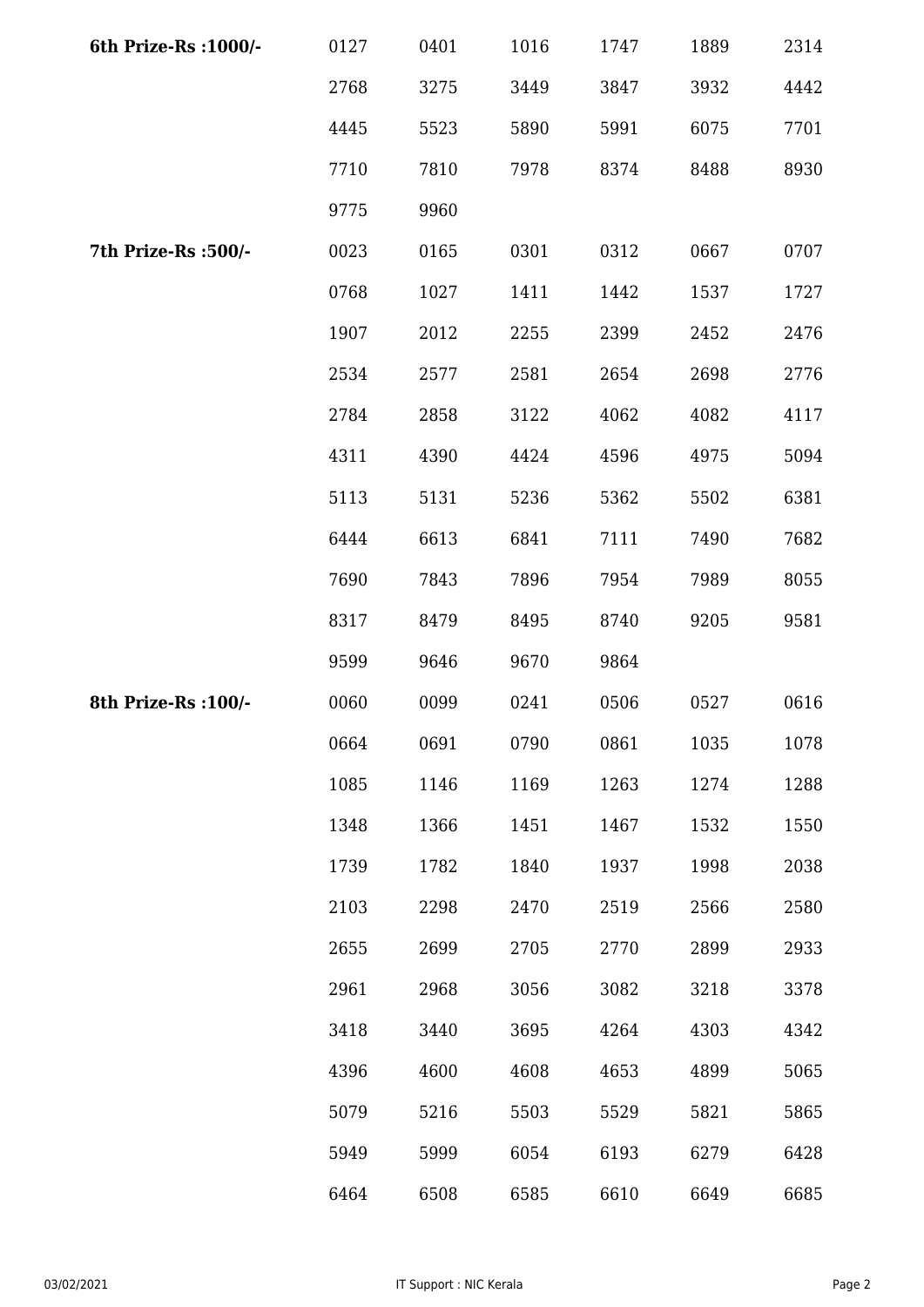| | | | | | | |
|---|---|---|---|---|---|---|
| **6th Prize-Rs :1000/-** | 0127 | 0401 | 1016 | 1747 | 1889 | 2314 |
| | 2768 | 3275 | 3449 | 3847 | 3932 | 4442 |
| | 4445 | 5523 | 5890 | 5991 | 6075 | 7701 |
| | 7710 | 7810 | 7978 | 8374 | 8488 | 8930 |
| | 9775 | 9960 | | | | |
| **7th Prize-Rs :500/-** | 0023 | 0165 | 0301 | 0312 | 0667 | 0707 |
| | 0768 | 1027 | 1411 | 1442 | 1537 | 1727 |
| | 1907 | 2012 | 2255 | 2399 | 2452 | 2476 |
| | 2534 | 2577 | 2581 | 2654 | 2698 | 2776 |
| | 2784 | 2858 | 3122 | 4062 | 4082 | 4117 |
| | 4311 | 4390 | 4424 | 4596 | 4975 | 5094 |
| | 5113 | 5131 | 5236 | 5362 | 5502 | 6381 |
| | 6444 | 6613 | 6841 | 7111 | 7490 | 7682 |
| | 7690 | 7843 | 7896 | 7954 | 7989 | 8055 |
| | 8317 | 8479 | 8495 | 8740 | 9205 | 9581 |
| | 9599 | 9646 | 9670 | 9864 | | |
| **8th Prize-Rs :100/-** | 0060 | 0099 | 0241 | 0506 | 0527 | 0616 |
| | 0664 | 0691 | 0790 | 0861 | 1035 | 1078 |
| | 1085 | 1146 | 1169 | 1263 | 1274 | 1288 |
| | 1348 | 1366 | 1451 | 1467 | 1532 | 1550 |
| | 1739 | 1782 | 1840 | 1937 | 1998 | 2038 |
| | 2103 | 2298 | 2470 | 2519 | 2566 | 2580 |
| | 2655 | 2699 | 2705 | 2770 | 2899 | 2933 |
| | 2961 | 2968 | 3056 | 3082 | 3218 | 3378 |
| | 3418 | 3440 | 3695 | 4264 | 4303 | 4342 |
| | 4396 | 4600 | 4608 | 4653 | 4899 | 5065 |
| | 5079 | 5216 | 5503 | 5529 | 5821 | 5865 |
| | 5949 | 5999 | 6054 | 6193 | 6279 | 6428 |
| | 6464 | 6508 | 6585 | 6610 | 6649 | 6685 |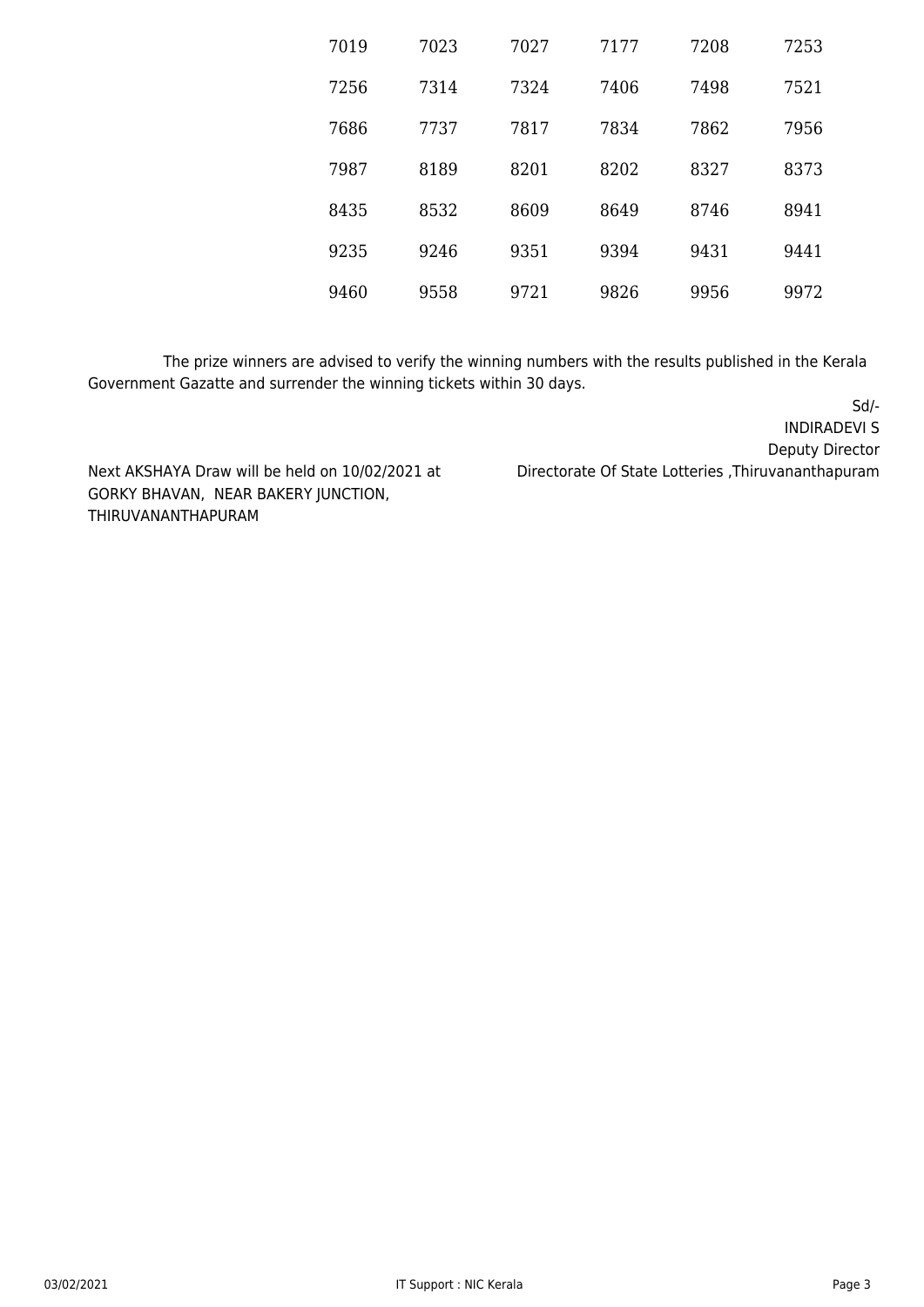| | | | | | |
|---|---|---|---|---|---|
| 7019 | 7023 | 7027 | 7177 | 7208 | 7253 |
| 7256 | 7314 | 7324 | 7406 | 7498 | 7521 |
| 7686 | 7737 | 7817 | 7834 | 7862 | 7956 |
| 7987 | 8189 | 8201 | 8202 | 8327 | 8373 |
| 8435 | 8532 | 8609 | 8649 | 8746 | 8941 |
| 9235 | 9246 | 9351 | 9394 | 9431 | 9441 |
| 9460 | 9558 | 9721 | 9826 | 9956 | 9972 |

The prize winners are advised to verify the winning numbers with the results published in the Kerala Government Gazatte and surrender the winning tickets within 30 days.

Sd/-
INDIRADEVI S
Deputy Director
Directorate Of State Lotteries ,Thiruvananthapuram

Next AKSHAYA Draw will be held on 10/02/2021 at GORKY BHAVAN, NEAR BAKERY JUNCTION, THIRUVANANTHAPURAM